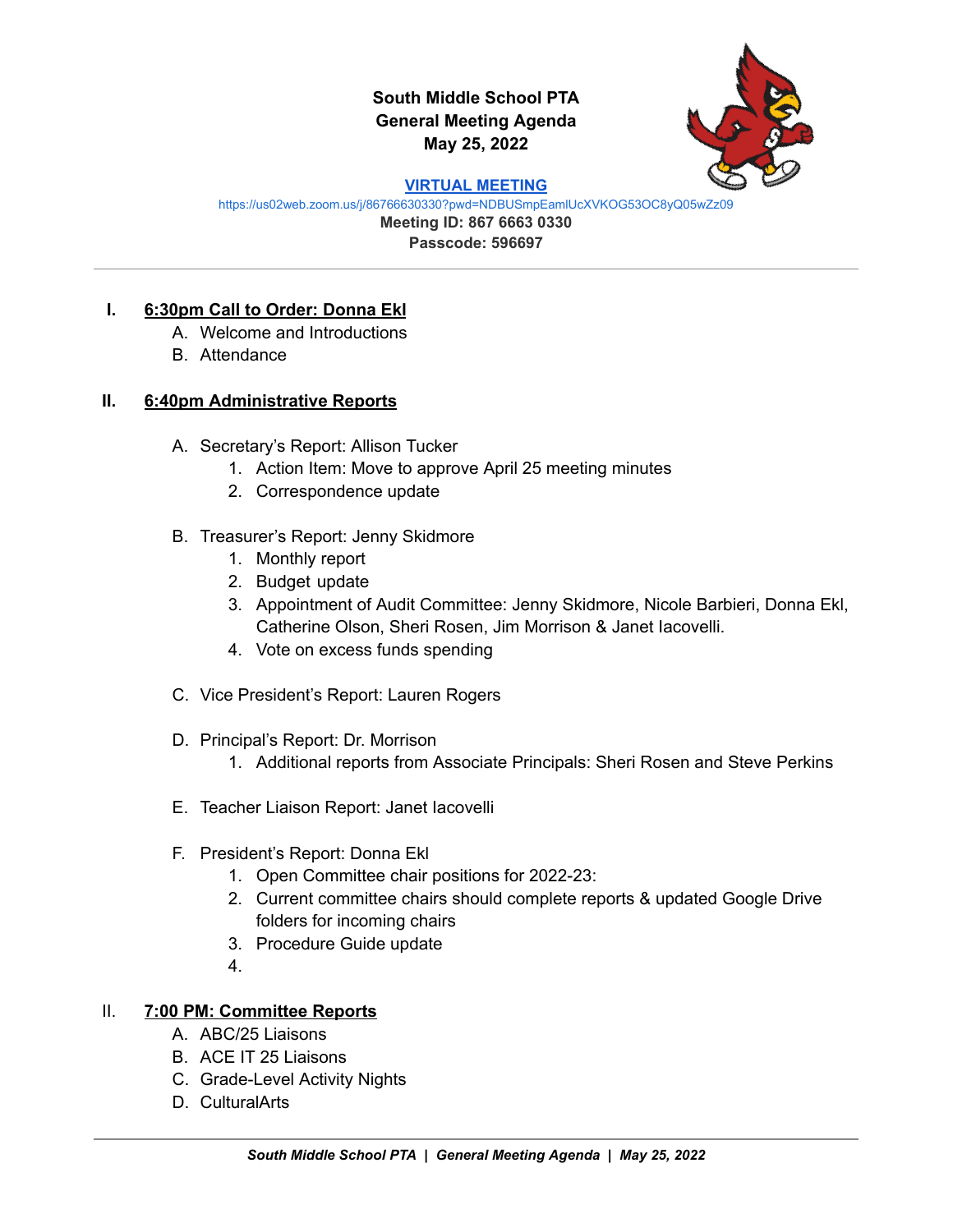**South Middle School PTA**
**General Meeting Agenda**
**May 25, 2022**

**VIRTUAL MEETING**
https://us02web.zoom.us/j/86766630330?pwd=NDBUSmpEamlUcXVKOG53OC8yQ05wZz09
**Meeting ID: 867 6663 0330**
**Passcode: 596697**

---

I. **6:30pm Call to Order: Donna Ekl**
   A. Welcome and Introductions
   B. Attendance

II. **6:40pm Administrative Reports**

   A. Secretary's Report: Allison Tucker
      1. Action Item: Move to approve April 25 meeting minutes
      2. Correspondence update

   B. Treasurer's Report: Jenny Skidmore
      1. Monthly report
      2. Budget update
      3. Appointment of Audit Committee: Jenny Skidmore, Nicole Barbieri, Donna Ekl, Catherine Olson, Sheri Rosen, Jim Morrison & Janet Iacovelli.
      4. Vote on excess funds spending

   C. Vice President's Report: Lauren Rogers

   D. Principal's Report: Dr. Morrison
      1. Additional reports from Associate Principals: Sheri Rosen and Steve Perkins

   E. Teacher Liaison Report: Janet Iacovelli

   F. President's Report: Donna Ekl
      1. Open Committee chair positions for 2022-23:
      2. Current committee chairs should complete reports & updated Google Drive folders for incoming chairs
      3. Procedure Guide update
      4.

II. **7:00 PM: Committee Reports**
   A. ABC/25 Liaisons
   B. ACE IT 25 Liaisons
   C. Grade-Level Activity Nights
   D. CulturalArts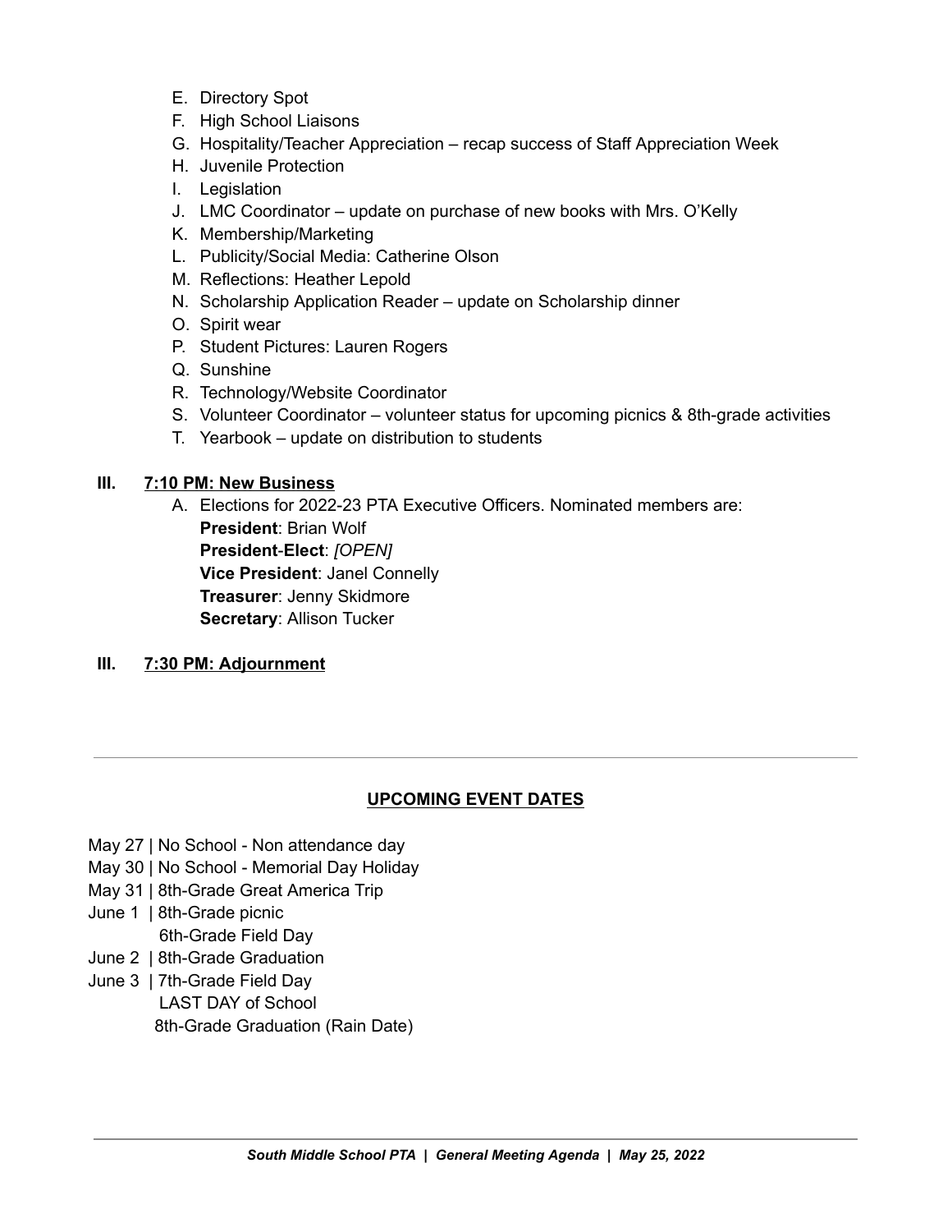E. Directory Spot
F. High School Liaisons
G. Hospitality/Teacher Appreciation – recap success of Staff Appreciation Week
H. Juvenile Protection
I. Legislation
J. LMC Coordinator – update on purchase of new books with Mrs. O'Kelly
K. Membership/Marketing
L. Publicity/Social Media: Catherine Olson
M. Reflections: Heather Lepold
N. Scholarship Application Reader – update on Scholarship dinner
O. Spirit wear
P. Student Pictures: Lauren Rogers
Q. Sunshine
R. Technology/Website Coordinator
S. Volunteer Coordinator – volunteer status for upcoming picnics & 8th-grade activities
T. Yearbook – update on distribution to students

**III. 7:10 PM: New Business**

A. Elections for 2022-23 PTA Executive Officers. Nominated members are:
**President**: Brian Wolf
**President**-**Elect**: *[OPEN]*
**Vice President**: Janel Connelly
**Treasurer**: Jenny Skidmore
**Secretary**: Allison Tucker

**III. 7:30 PM: Adjournment**

---

## UPCOMING EVENT DATES

May 27 | No School - Non attendance day
May 30 | No School - Memorial Day Holiday
May 31 | 8th-Grade Great America Trip
June 1 | 8th-Grade picnic
6th-Grade Field Day
June 2 | 8th-Grade Graduation
June 3 | 7th-Grade Field Day
LAST DAY of School
8th-Grade Graduation (Rain Date)